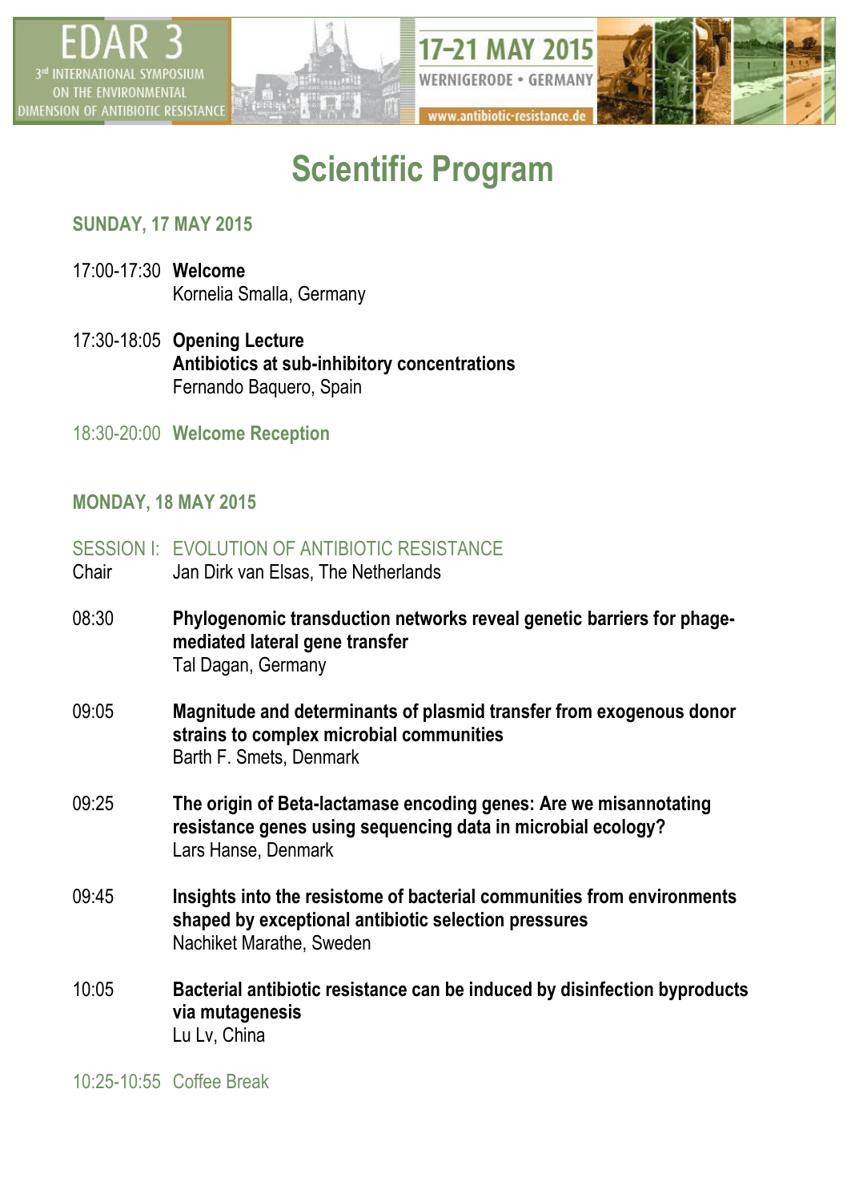EDAR 3
3[rd] INTERNATIONAL SYMPOSIUM ON THE ENVIRONMENTAL DIMENSION OF ANTIBIOTIC RESISTANCE

17-21 MAY 2015
WERNIGERODE • GERMANY
www.antibiotic-resistance.de

# Scientific Program

## SUNDAY, 17 MAY 2015

17:00-17:30 **Welcome**
Kornelia Smalla, Germany

17:30-18:05 **Opening Lecture**
**Antibiotics at sub-inhibitory concentrations**
Fernando Baquero, Spain

18:30-20:00 **Welcome Reception**

## MONDAY, 18 MAY 2015

### SESSION I: EVOLUTION OF ANTIBIOTIC RESISTANCE
Chair: Jan Dirk van Elsas, The Netherlands

08:30 **Phylogenomic transduction networks reveal genetic barriers for phage-mediated lateral gene transfer**
Tal Dagan, Germany

09:05 **Magnitude and determinants of plasmid transfer from exogenous donor strains to complex microbial communities**
Barth F. Smets, Denmark

09:25 **The origin of Beta-lactamase encoding genes: Are we misannotating resistance genes using sequencing data in microbial ecology?**
Lars Hanse, Denmark

09:45 **Insights into the resistome of bacterial communities from environments shaped by exceptional antibiotic selection pressures**
Nachiket Marathe, Sweden

10:05 **Bacterial antibiotic resistance can be induced by disinfection byproducts via mutagenesis**
Lu Lv, China

10:25-10:55 Coffee Break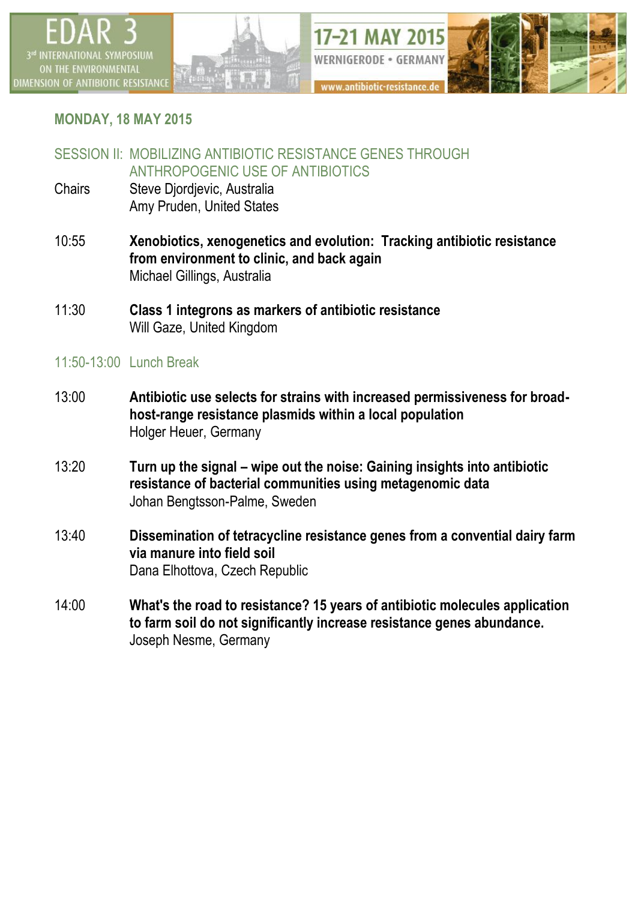## MONDAY, 18 MAY 2015

### SESSION II: MOBILIZING ANTIBIOTIC RESISTANCE GENES THROUGH ANTHROPOGENIC USE OF ANTIBIOTICS

Chairs Steve Djordjevic, Australia
Amy Pruden, United States

10:55 **Xenobiotics, xenogenetics and evolution: Tracking antibiotic resistance from environment to clinic, and back again**
Michael Gillings, Australia

11:30 **Class 1 integrons as markers of antibiotic resistance**
Will Gaze, United Kingdom

11:50-13:00 Lunch Break

13:00 **Antibiotic use selects for strains with increased permissiveness for broad-host-range resistance plasmids within a local population**
Holger Heuer, Germany

13:20 **Turn up the signal – wipe out the noise: Gaining insights into antibiotic resistance of bacterial communities using metagenomic data**
Johan Bengtsson-Palme, Sweden

13:40 **Dissemination of tetracycline resistance genes from a convential dairy farm via manure into field soil**
Dana Elhottova, Czech Republic

14:00 **What's the road to resistance? 15 years of antibiotic molecules application to farm soil do not significantly increase resistance genes abundance.**
Joseph Nesme, Germany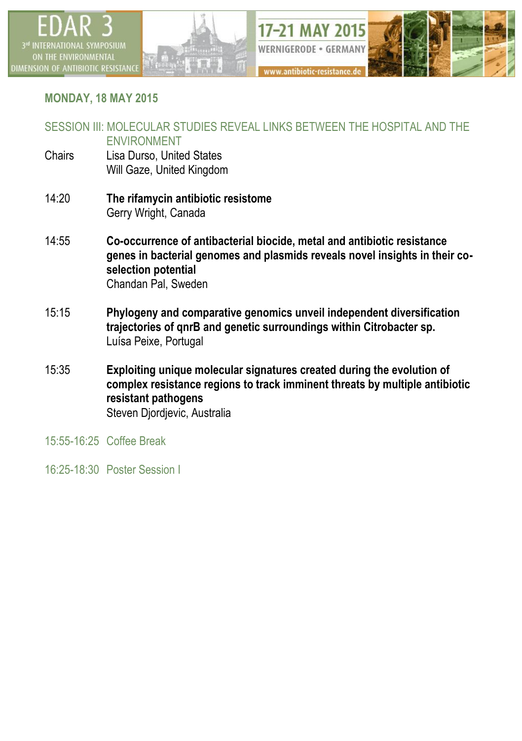## MONDAY, 18 MAY 2015

### SESSION III: MOLECULAR STUDIES REVEAL LINKS BETWEEN THE HOSPITAL AND THE ENVIRONMENT

Chairs
Lisa Durso, United States
Will Gaze, United Kingdom

14:20 **The rifamycin antibiotic resistome**
Gerry Wright, Canada

14:55 **Co-occurrence of antibacterial biocide, metal and antibiotic resistance genes in bacterial genomes and plasmids reveals novel insights in their co-selection potential**
Chandan Pal, Sweden

15:15 **Phylogeny and comparative genomics unveil independent diversification trajectories of qnrB and genetic surroundings within Citrobacter sp.**
Luísa Peixe, Portugal

15:35 **Exploiting unique molecular signatures created during the evolution of complex resistance regions to track imminent threats by multiple antibiotic resistant pathogens**
Steven Djordjevic, Australia

15:55-16:25 Coffee Break

16:25-18:30 Poster Session I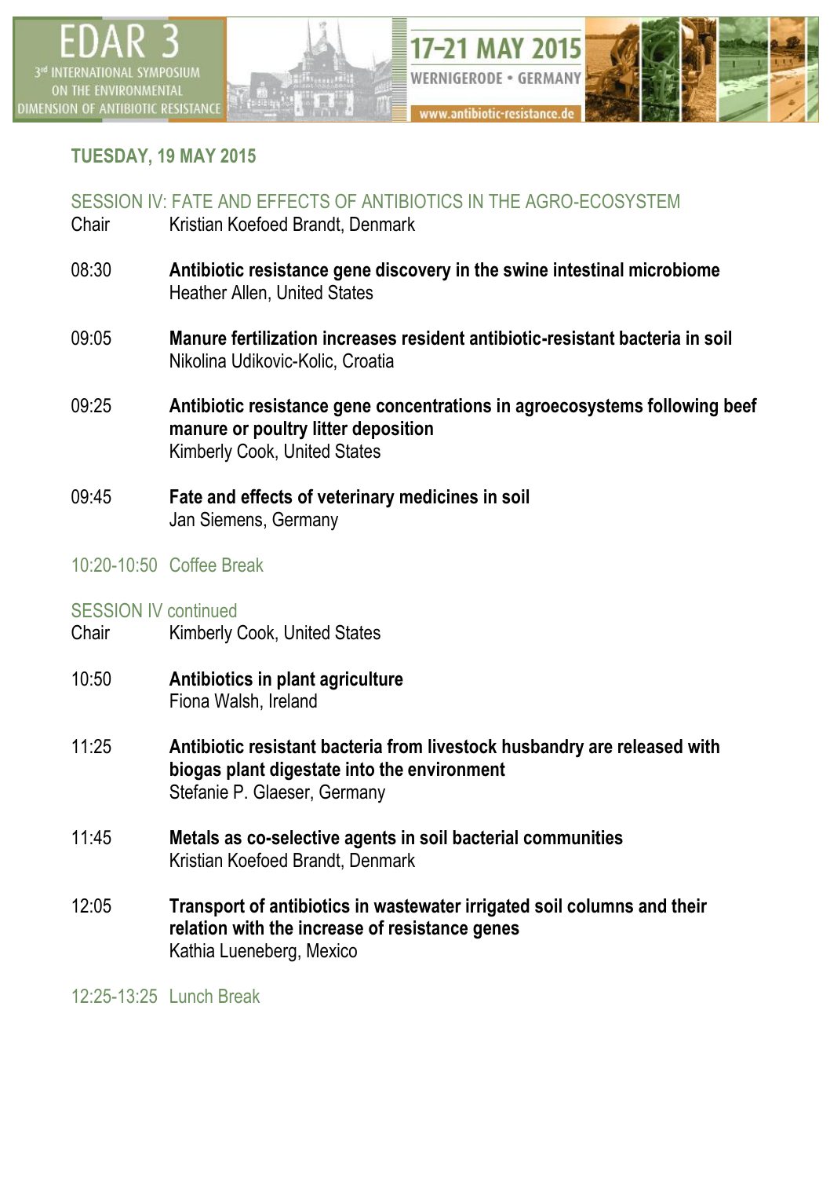## TUESDAY, 19 MAY 2015

### SESSION IV: FATE AND EFFECTS OF ANTIBIOTICS IN THE AGRO-ECOSYSTEM

Chair Kristian Koefoed Brandt, Denmark

08:30 **Antibiotic resistance gene discovery in the swine intestinal microbiome**
Heather Allen, United States

09:05 **Manure fertilization increases resident antibiotic-resistant bacteria in soil**
Nikolina Udikovic-Kolic, Croatia

09:25 **Antibiotic resistance gene concentrations in agroecosystems following beef manure or poultry litter deposition**
Kimberly Cook, United States

09:45 **Fate and effects of veterinary medicines in soil**
Jan Siemens, Germany

10:20-10:50 Coffee Break

### SESSION IV continued

Chair Kimberly Cook, United States

10:50 **Antibiotics in plant agriculture**
Fiona Walsh, Ireland

11:25 **Antibiotic resistant bacteria from livestock husbandry are released with biogas plant digestate into the environment**
Stefanie P. Glaeser, Germany

11:45 **Metals as co-selective agents in soil bacterial communities**
Kristian Koefoed Brandt, Denmark

12:05 **Transport of antibiotics in wastewater irrigated soil columns and their relation with the increase of resistance genes**
Kathia Lueneberg, Mexico

12:25-13:25 Lunch Break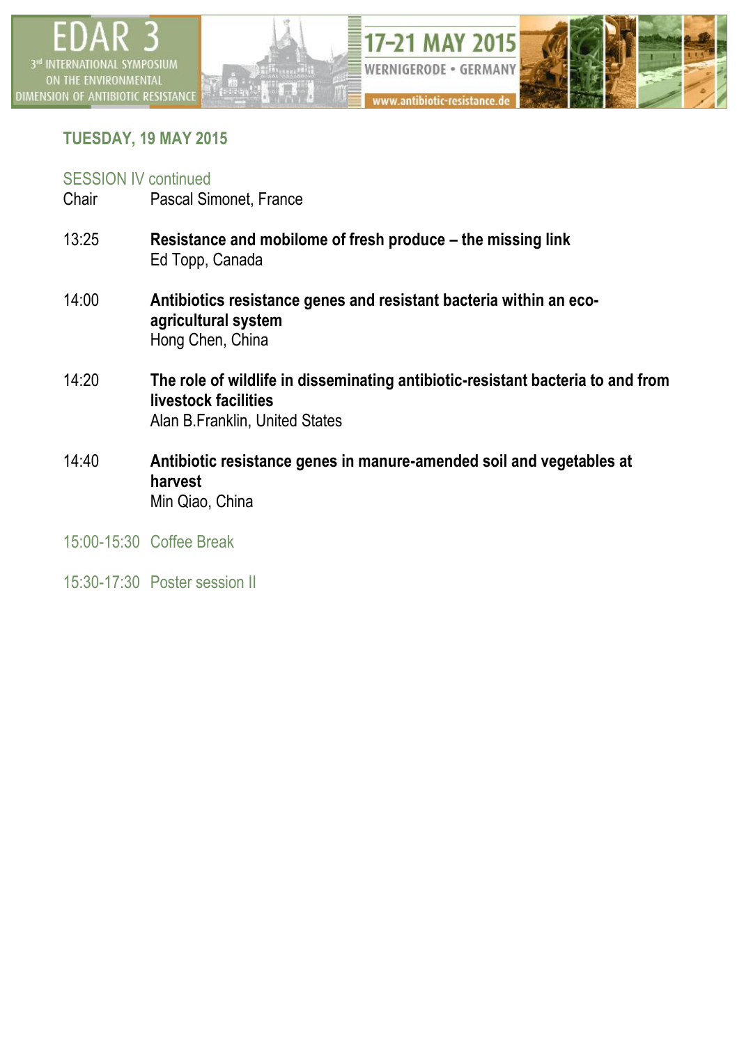## TUESDAY, 19 MAY 2015

SESSION IV continued

Chair Pascal Simonet, France

13:25 **Resistance and mobilome of fresh produce – the missing link**
Ed Topp, Canada

14:00 **Antibiotics resistance genes and resistant bacteria within an eco-agricultural system**
Hong Chen, China

14:20 **The role of wildlife in disseminating antibiotic-resistant bacteria to and from livestock facilities**
Alan B.Franklin, United States

14:40 **Antibiotic resistance genes in manure-amended soil and vegetables at harvest**
Min Qiao, China

15:00-15:30 Coffee Break

15:30-17:30 Poster session II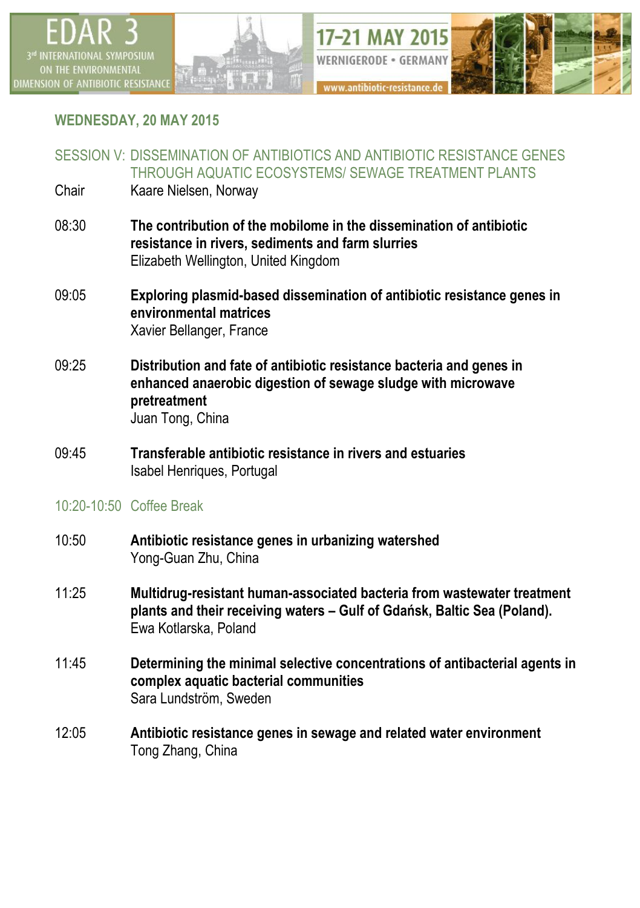## WEDNESDAY, 20 MAY 2015

### SESSION V: DISSEMINATION OF ANTIBIOTICS AND ANTIBIOTIC RESISTANCE GENES THROUGH AQUATIC ECOSYSTEMS/ SEWAGE TREATMENT PLANTS

Chair Kaare Nielsen, Norway

08:30 **The contribution of the mobilome in the dissemination of antibiotic resistance in rivers, sediments and farm slurries**
Elizabeth Wellington, United Kingdom

09:05 **Exploring plasmid-based dissemination of antibiotic resistance genes in environmental matrices**
Xavier Bellanger, France

09:25 **Distribution and fate of antibiotic resistance bacteria and genes in enhanced anaerobic digestion of sewage sludge with microwave pretreatment**
Juan Tong, China

09:45 **Transferable antibiotic resistance in rivers and estuaries**
Isabel Henriques, Portugal

10:20-10:50 Coffee Break

10:50 **Antibiotic resistance genes in urbanizing watershed**
Yong-Guan Zhu, China

11:25 **Multidrug-resistant human-associated bacteria from wastewater treatment plants and their receiving waters – Gulf of Gdańsk, Baltic Sea (Poland).**
Ewa Kotlarska, Poland

11:45 **Determining the minimal selective concentrations of antibacterial agents in complex aquatic bacterial communities**
Sara Lundström, Sweden

12:05 **Antibiotic resistance genes in sewage and related water environment**
Tong Zhang, China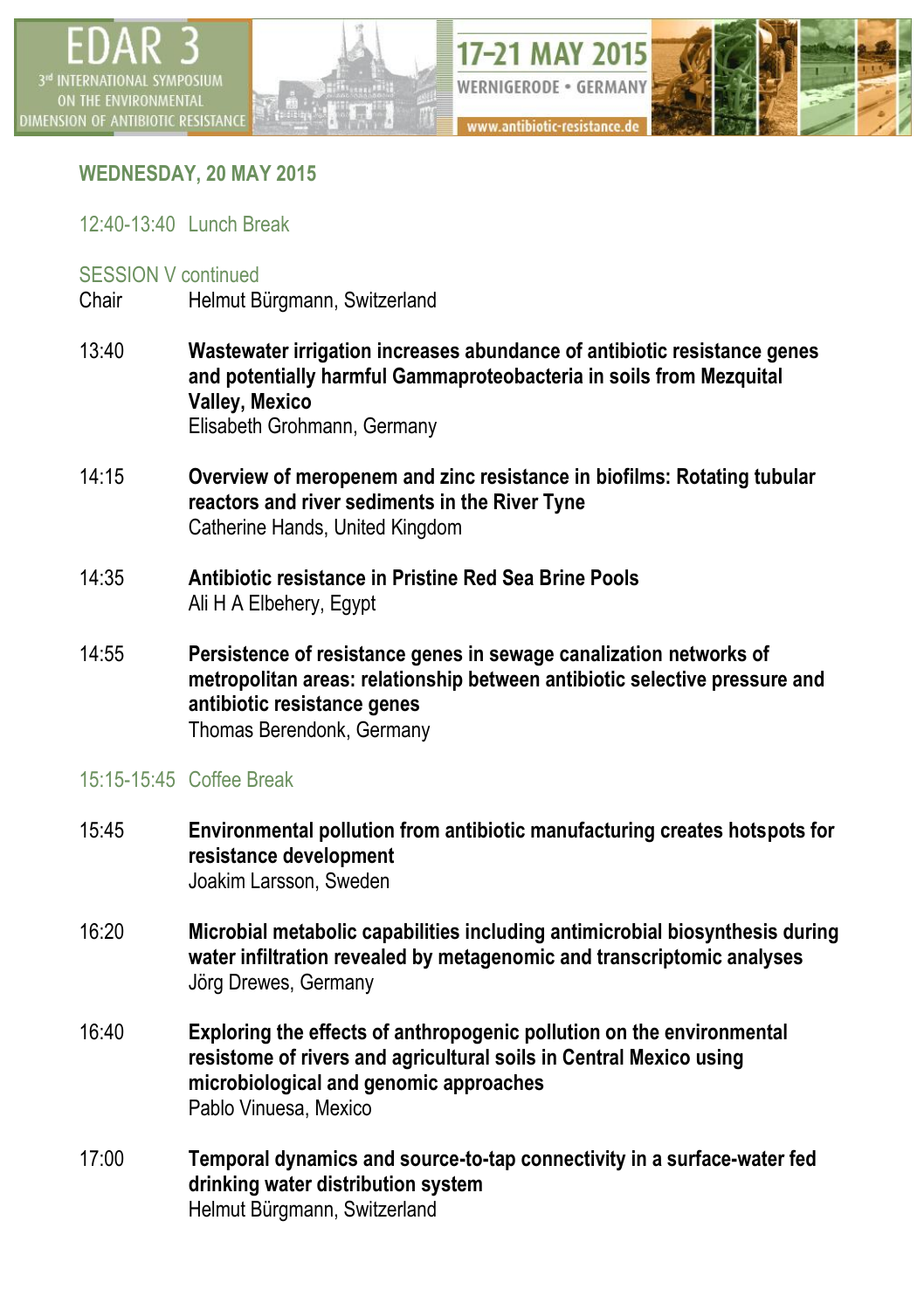## WEDNESDAY, 20 MAY 2015

12:40-13:40 Lunch Break

SESSION V continued

Chair Helmut Bürgmann, Switzerland

13:40 **Wastewater irrigation increases abundance of antibiotic resistance genes and potentially harmful Gammaproteobacteria in soils from Mezquital Valley, Mexico**
Elisabeth Grohmann, Germany

14:15 **Overview of meropenem and zinc resistance in biofilms: Rotating tubular reactors and river sediments in the River Tyne**
Catherine Hands, United Kingdom

14:35 **Antibiotic resistance in Pristine Red Sea Brine Pools**
Ali H A Elbehery, Egypt

14:55 **Persistence of resistance genes in sewage canalization networks of metropolitan areas: relationship between antibiotic selective pressure and antibiotic resistance genes**
Thomas Berendonk, Germany

15:15-15:45 Coffee Break

15:45 **Environmental pollution from antibiotic manufacturing creates hotspots for resistance development**
Joakim Larsson, Sweden

16:20 **Microbial metabolic capabilities including antimicrobial biosynthesis during water infiltration revealed by metagenomic and transcriptomic analyses**
Jörg Drewes, Germany

16:40 **Exploring the effects of anthropogenic pollution on the environmental resistome of rivers and agricultural soils in Central Mexico using microbiological and genomic approaches**
Pablo Vinuesa, Mexico

17:00 **Temporal dynamics and source-to-tap connectivity in a surface-water fed drinking water distribution system**
Helmut Bürgmann, Switzerland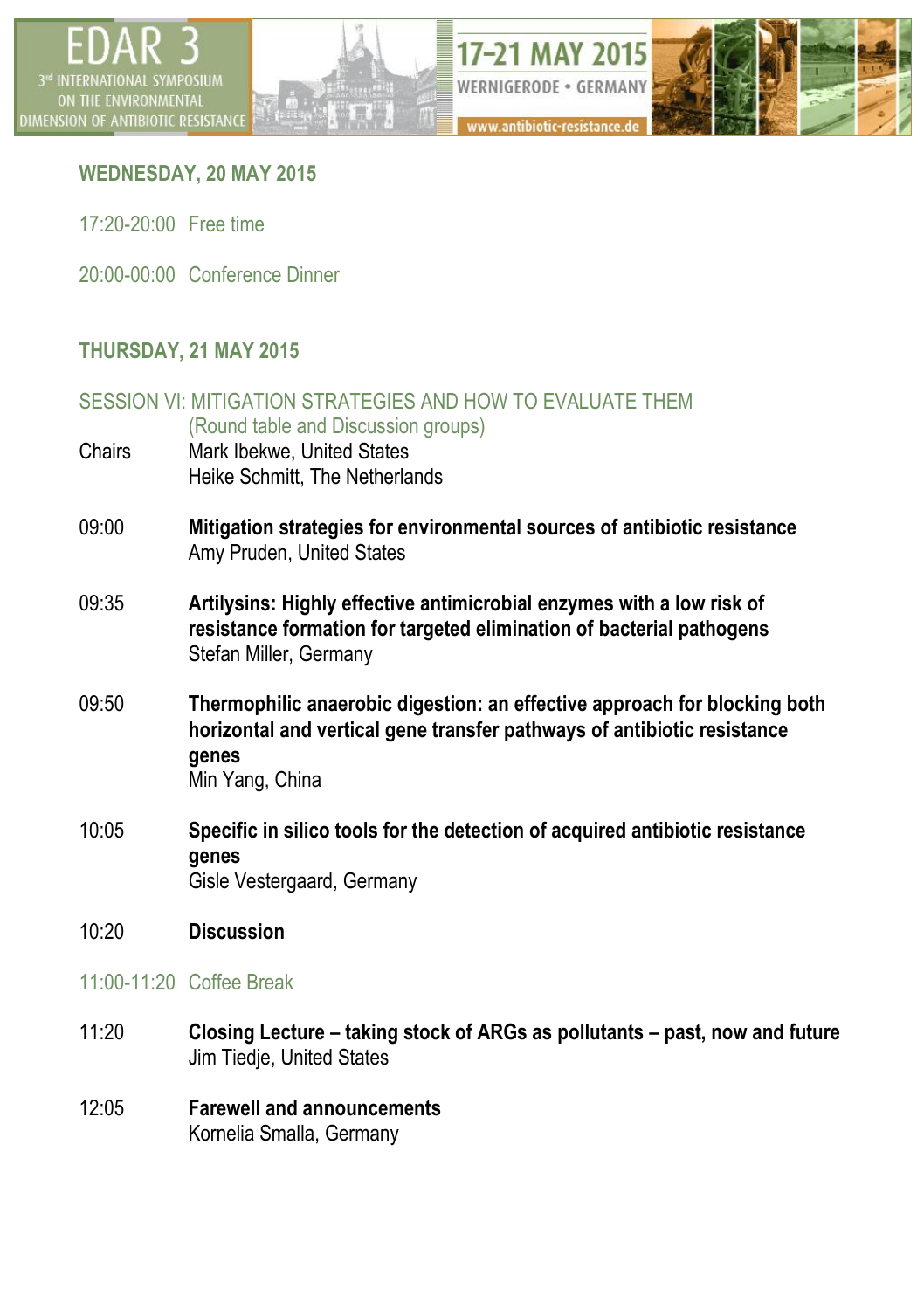## WEDNESDAY, 20 MAY 2015

17:20-20:00 Free time

20:00-00:00 Conference Dinner

## THURSDAY, 21 MAY 2015

### SESSION VI: MITIGATION STRATEGIES AND HOW TO EVALUATE THEM
(Round table and Discussion groups)

Chairs: Mark Ibekwe, United States
Heike Schmitt, The Netherlands

09:00 **Mitigation strategies for environmental sources of antibiotic resistance**
Amy Pruden, United States

09:35 **Artilysins: Highly effective antimicrobial enzymes with a low risk of resistance formation for targeted elimination of bacterial pathogens**
Stefan Miller, Germany

09:50 **Thermophilic anaerobic digestion: an effective approach for blocking both horizontal and vertical gene transfer pathways of antibiotic resistance genes**
Min Yang, China

10:05 **Specific in silico tools for the detection of acquired antibiotic resistance genes**
Gisle Vestergaard, Germany

10:20 **Discussion**

11:00-11:20 Coffee Break

11:20 **Closing Lecture – taking stock of ARGs as pollutants – past, now and future**
Jim Tiedje, United States

12:05 **Farewell and announcements**
Kornelia Smalla, Germany